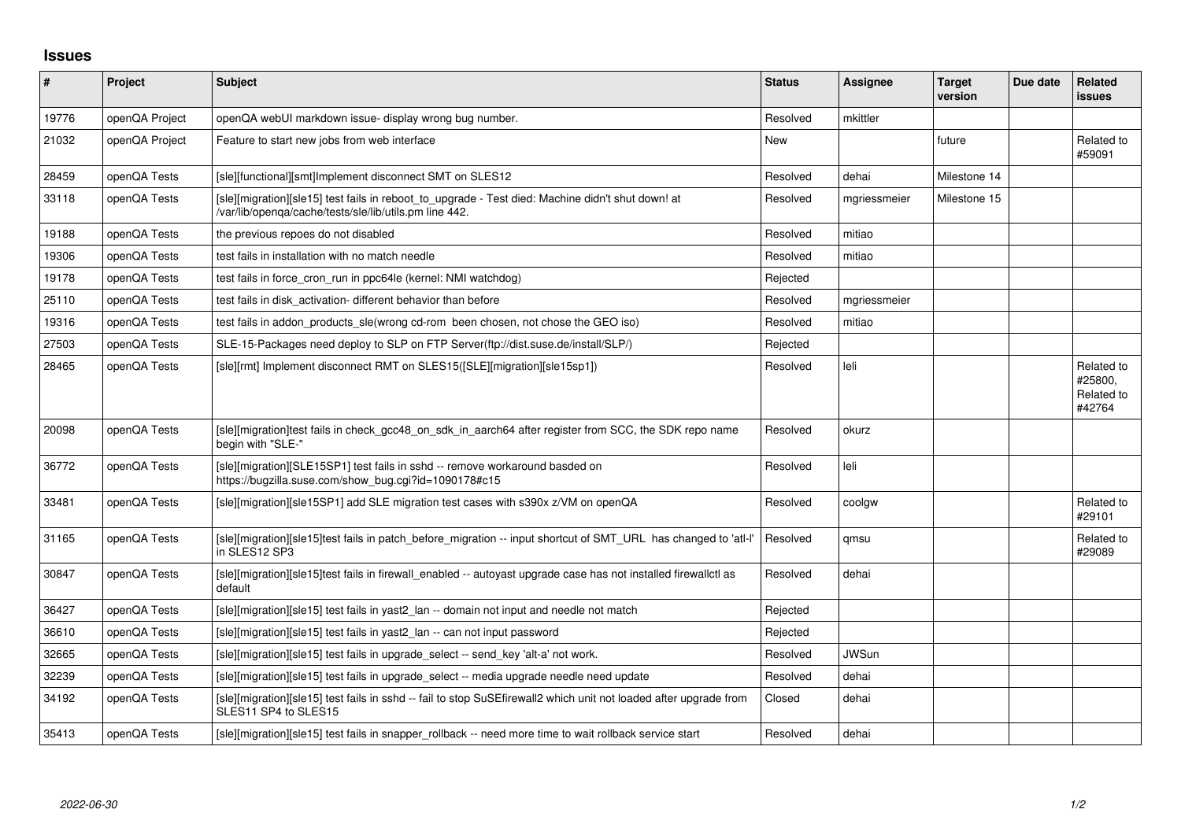## Issues

| # | Project | Subject | Status | Assignee | Target version | Due date | Related issues |
|---|---|---|---|---|---|---|---|
| 19776 | openQA Project | openQA webUI markdown issue- display wrong bug number. | Resolved | mkittler | | | |
| 21032 | openQA Project | Feature to start new jobs from web interface | New | | future | | Related to #59091 |
| 28459 | openQA Tests | [sle][functional][smt]Implement disconnect SMT on SLES12 | Resolved | dehai | Milestone 14 | | |
| 33118 | openQA Tests | [sle][migration][sle15] test fails in reboot_to_upgrade - Test died: Machine didn't shut down! at /var/lib/openqa/cache/tests/sle/lib/utils.pm line 442. | Resolved | mgriessmeier | Milestone 15 | | |
| 19188 | openQA Tests | the previous repoes do not disabled | Resolved | mitiao | | | |
| 19306 | openQA Tests | test fails in installation with no match needle | Resolved | mitiao | | | |
| 19178 | openQA Tests | test fails in force_cron_run in ppc64le (kernel: NMI watchdog) | Rejected | | | | |
| 25110 | openQA Tests | test fails in disk_activation- different behavior than before | Resolved | mgriessmeier | | | |
| 19316 | openQA Tests | test fails in addon_products_sle(wrong cd-rom been chosen, not chose the GEO iso) | Resolved | mitiao | | | |
| 27503 | openQA Tests | SLE-15-Packages need deploy to SLP on FTP Server(ftp://dist.suse.de/install/SLP/) | Rejected | | | | |
| 28465 | openQA Tests | [sle][rmt] Implement disconnect RMT on SLES15([SLE][migration][sle15sp1]) | Resolved | leli | | | Related to #25800, Related to #42764 |
| 20098 | openQA Tests | [sle][migration]test fails in check_gcc48_on_sdk_in_aarch64 after register from SCC, the SDK repo name begin with "SLE-" | Resolved | okurz | | | |
| 36772 | openQA Tests | [sle][migration][SLE15SP1] test fails in sshd -- remove workaround basded on https://bugzilla.suse.com/show_bug.cgi?id=1090178#c15 | Resolved | leli | | | |
| 33481 | openQA Tests | [sle][migration][sle15SP1] add SLE migration test cases with s390x z/VM on openQA | Resolved | coolgw | | | Related to #29101 |
| 31165 | openQA Tests | [sle][migration][sle15]test fails in patch_before_migration -- input shortcut of SMT_URL has changed to 'atl-l' in SLES12 SP3 | Resolved | qmsu | | | Related to #29089 |
| 30847 | openQA Tests | [sle][migration][sle15]test fails in firewall_enabled -- autoyast upgrade case has not installed firewallctl as default | Resolved | dehai | | | |
| 36427 | openQA Tests | [sle][migration][sle15] test fails in yast2_lan -- domain not input and needle not match | Rejected | | | | |
| 36610 | openQA Tests | [sle][migration][sle15] test fails in yast2_lan -- can not input password | Rejected | | | | |
| 32665 | openQA Tests | [sle][migration][sle15] test fails in upgrade_select -- send_key 'alt-a' not work. | Resolved | JWSun | | | |
| 32239 | openQA Tests | [sle][migration][sle15] test fails in upgrade_select -- media upgrade needle need update | Resolved | dehai | | | |
| 34192 | openQA Tests | [sle][migration][sle15] test fails in sshd -- fail to stop SuSEfirewall2 which unit not loaded after upgrade from SLES11 SP4 to SLES15 | Closed | dehai | | | |
| 35413 | openQA Tests | [sle][migration][sle15] test fails in snapper_rollback -- need more time to wait rollback service start | Resolved | dehai | | | |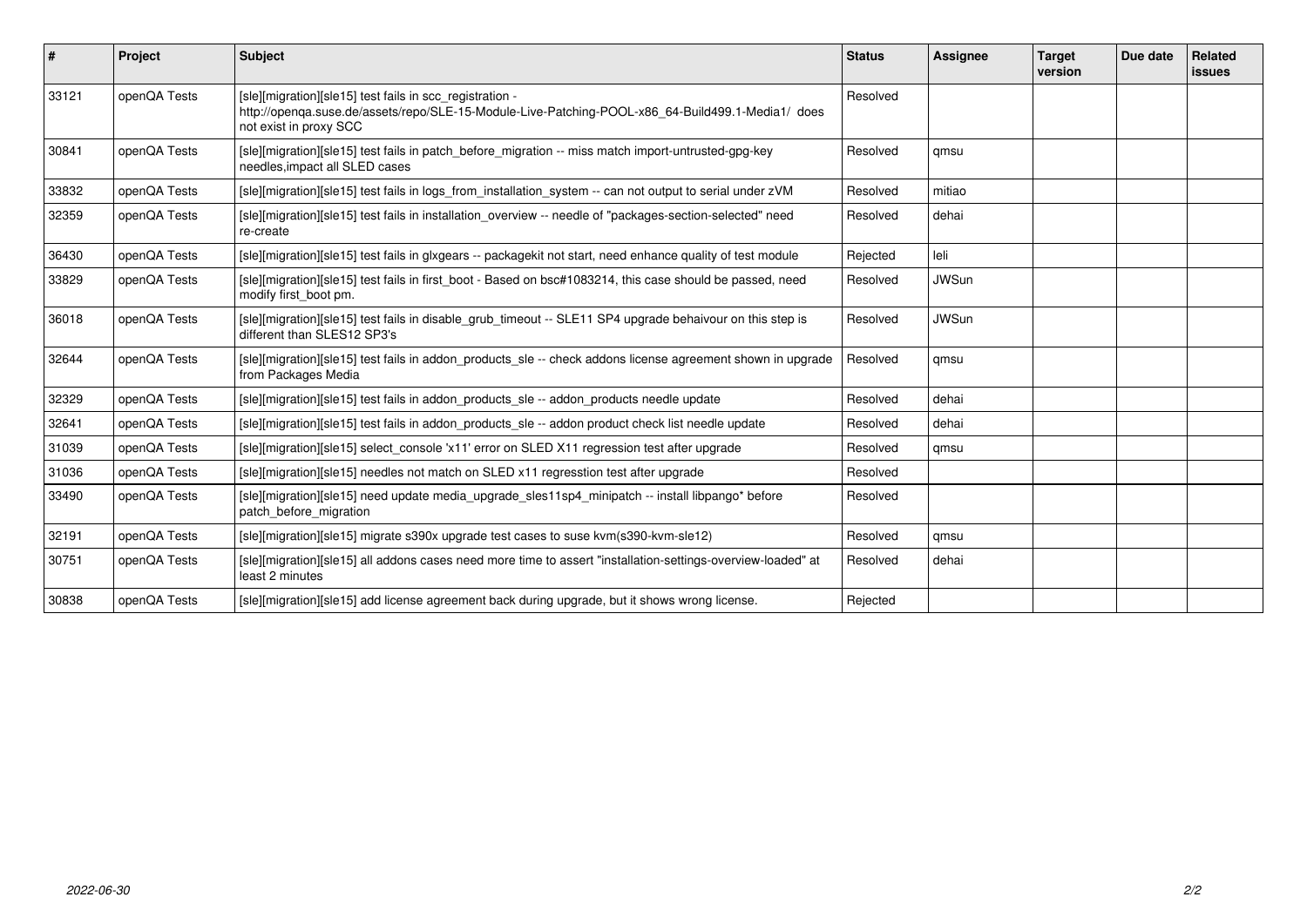| # | Project | Subject | Status | Assignee | Target version | Due date | Related issues |
|---|---|---|---|---|---|---|---|
| 33121 | openQA Tests | [sle][migration][sle15] test fails in scc_registration - http://openqa.suse.de/assets/repo/SLE-15-Module-Live-Patching-POOL-x86_64-Build499.1-Media1/ does not exist in proxy SCC | Resolved | | | | |
| 30841 | openQA Tests | [sle][migration][sle15] test fails in patch_before_migration -- miss match import-untrusted-gpg-key needles,impact all SLED cases | Resolved | qmsu | | | |
| 33832 | openQA Tests | [sle][migration][sle15] test fails in logs_from_installation_system -- can not output to serial under zVM | Resolved | mitiao | | | |
| 32359 | openQA Tests | [sle][migration][sle15] test fails in installation_overview -- needle of "packages-section-selected" need re-create | Resolved | dehai | | | |
| 36430 | openQA Tests | [sle][migration][sle15] test fails in glxgears -- packagekit not start, need enhance quality of test module | Rejected | leli | | | |
| 33829 | openQA Tests | [sle][migration][sle15] test fails in first_boot - Based on bsc#1083214, this case should be passed, need modify first_boot pm. | Resolved | JWSun | | | |
| 36018 | openQA Tests | [sle][migration][sle15] test fails in disable_grub_timeout -- SLE11 SP4 upgrade behaivour on this step is different than SLES12 SP3's | Resolved | JWSun | | | |
| 32644 | openQA Tests | [sle][migration][sle15] test fails in addon_products_sle -- check addons license agreement shown in upgrade from Packages Media | Resolved | qmsu | | | |
| 32329 | openQA Tests | [sle][migration][sle15] test fails in addon_products_sle -- addon_products needle update | Resolved | dehai | | | |
| 32641 | openQA Tests | [sle][migration][sle15] test fails in addon_products_sle -- addon product check list needle update | Resolved | dehai | | | |
| 31039 | openQA Tests | [sle][migration][sle15] select_console 'x11' error on SLED X11 regression test after upgrade | Resolved | qmsu | | | |
| 31036 | openQA Tests | [sle][migration][sle15] needles not match on SLED x11 regresstion test after upgrade | Resolved | | | | |
| 33490 | openQA Tests | [sle][migration][sle15] need update media_upgrade_sles11sp4_minipatch -- install libpango* before patch_before_migration | Resolved | | | | |
| 32191 | openQA Tests | [sle][migration][sle15] migrate s390x upgrade test cases to suse kvm(s390-kvm-sle12) | Resolved | qmsu | | | |
| 30751 | openQA Tests | [sle][migration][sle15] all addons cases need more time to assert "installation-settings-overview-loaded" at least 2 minutes | Resolved | dehai | | | |
| 30838 | openQA Tests | [sle][migration][sle15] add license agreement back during upgrade, but it shows wrong license. | Rejected | | | | |